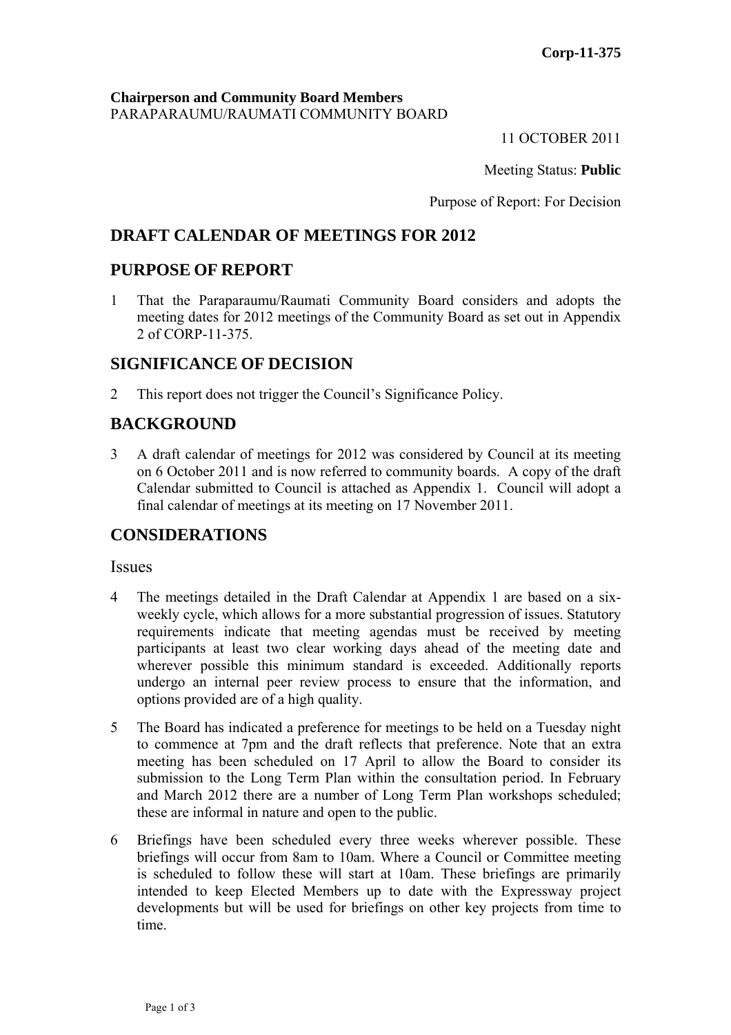Corp-11-375

**Chairperson and Community Board Members**
PARAPARAUMU/RAUMATI COMMUNITY BOARD

11 OCTOBER 2011

Meeting Status: **Public**

Purpose of Report: For Decision

## DRAFT CALENDAR OF MEETINGS FOR 2012

## PURPOSE OF REPORT

1 That the Paraparaumu/Raumati Community Board considers and adopts the meeting dates for 2012 meetings of the Community Board as set out in Appendix 2 of CORP-11-375.

## SIGNIFICANCE OF DECISION

2 This report does not trigger the Council's Significance Policy.

## BACKGROUND

3 A draft calendar of meetings for 2012 was considered by Council at its meeting on 6 October 2011 and is now referred to community boards. A copy of the draft Calendar submitted to Council is attached as Appendix 1. Council will adopt a final calendar of meetings at its meeting on 17 November 2011.

## CONSIDERATIONS

### Issues

4 The meetings detailed in the Draft Calendar at Appendix 1 are based on a six-weekly cycle, which allows for a more substantial progression of issues. Statutory requirements indicate that meeting agendas must be received by meeting participants at least two clear working days ahead of the meeting date and wherever possible this minimum standard is exceeded. Additionally reports undergo an internal peer review process to ensure that the information, and options provided are of a high quality.

5 The Board has indicated a preference for meetings to be held on a Tuesday night to commence at 7pm and the draft reflects that preference. Note that an extra meeting has been scheduled on 17 April to allow the Board to consider its submission to the Long Term Plan within the consultation period. In February and March 2012 there are a number of Long Term Plan workshops scheduled; these are informal in nature and open to the public.

6 Briefings have been scheduled every three weeks wherever possible. These briefings will occur from 8am to 10am. Where a Council or Committee meeting is scheduled to follow these will start at 10am. These briefings are primarily intended to keep Elected Members up to date with the Expressway project developments but will be used for briefings on other key projects from time to time.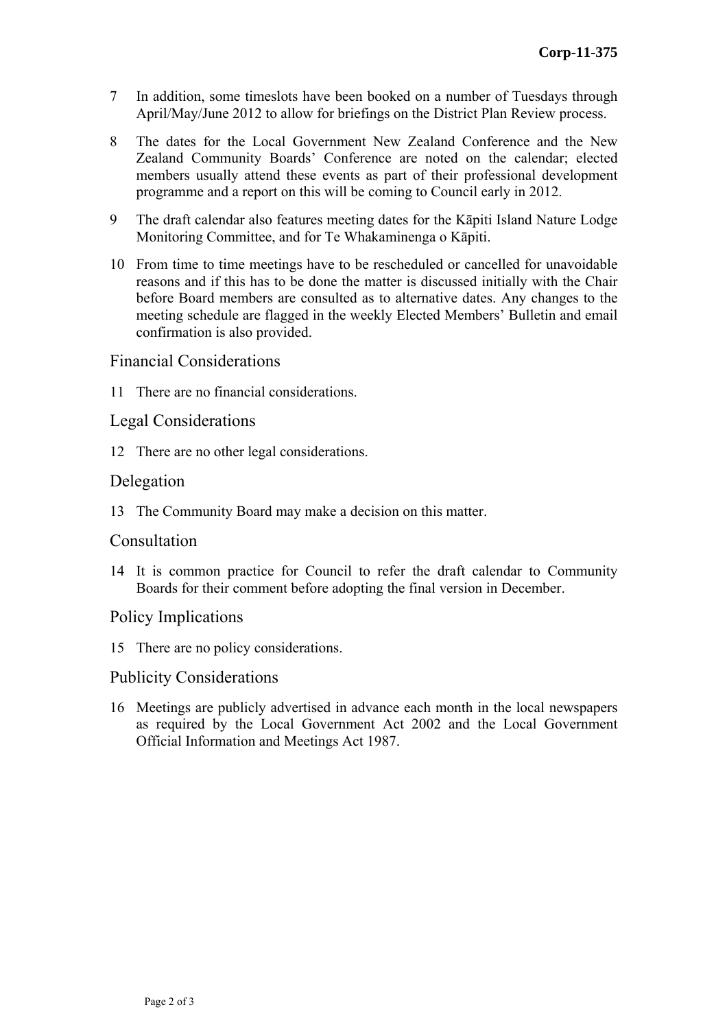7 In addition, some timeslots have been booked on a number of Tuesdays through April/May/June 2012 to allow for briefings on the District Plan Review process.

8 The dates for the Local Government New Zealand Conference and the New Zealand Community Boards' Conference are noted on the calendar; elected members usually attend these events as part of their professional development programme and a report on this will be coming to Council early in 2012.

9 The draft calendar also features meeting dates for the Kāpiti Island Nature Lodge Monitoring Committee, and for Te Whakaminenga o Kāpiti.

10 From time to time meetings have to be rescheduled or cancelled for unavoidable reasons and if this has to be done the matter is discussed initially with the Chair before Board members are consulted as to alternative dates. Any changes to the meeting schedule are flagged in the weekly Elected Members' Bulletin and email confirmation is also provided.

## Financial Considerations

11 There are no financial considerations.

## Legal Considerations

12 There are no other legal considerations.

## Delegation

13 The Community Board may make a decision on this matter.

## Consultation

14 It is common practice for Council to refer the draft calendar to Community Boards for their comment before adopting the final version in December.

## Policy Implications

15 There are no policy considerations.

## Publicity Considerations

16 Meetings are publicly advertised in advance each month in the local newspapers as required by the Local Government Act 2002 and the Local Government Official Information and Meetings Act 1987.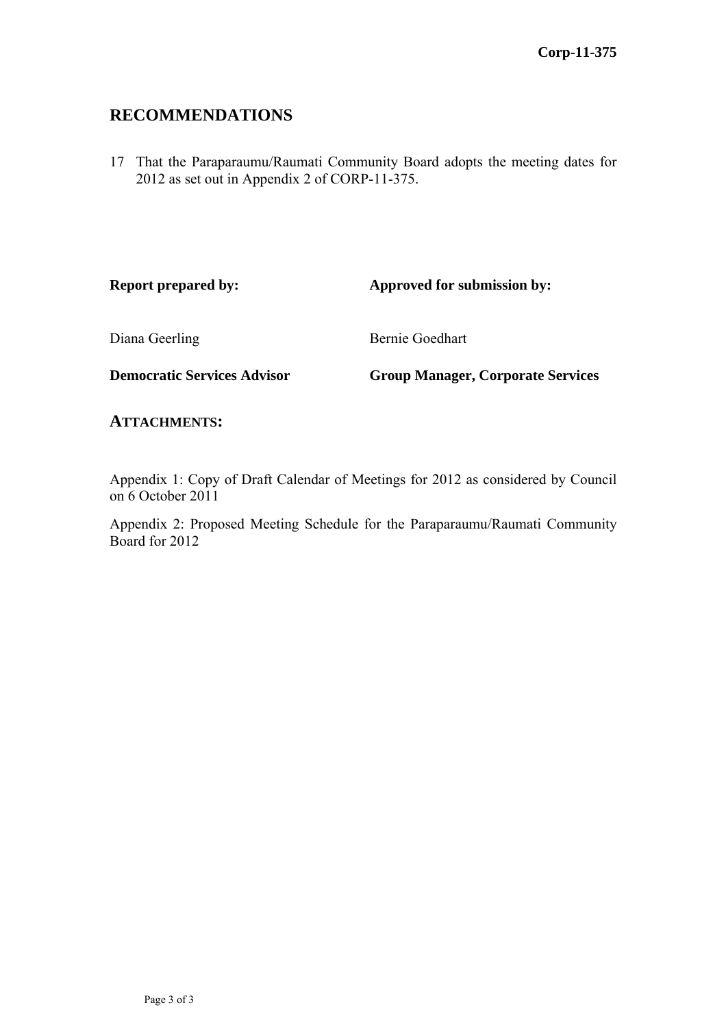## RECOMMENDATIONS

17 That the Paraparaumu/Raumati Community Board adopts the meeting dates for 2012 as set out in Appendix 2 of CORP-11-375.

| Report prepared by: | Approved for submission by: |
| --- | --- |
| Diana Geerling | Bernie Goedhart |
| **Democratic Services Advisor** | **Group Manager, Corporate Services** |

## ATTACHMENTS:

Appendix 1: Copy of Draft Calendar of Meetings for 2012 as considered by Council on 6 October 2011

Appendix 2: Proposed Meeting Schedule for the Paraparaumu/Raumati Community Board for 2012